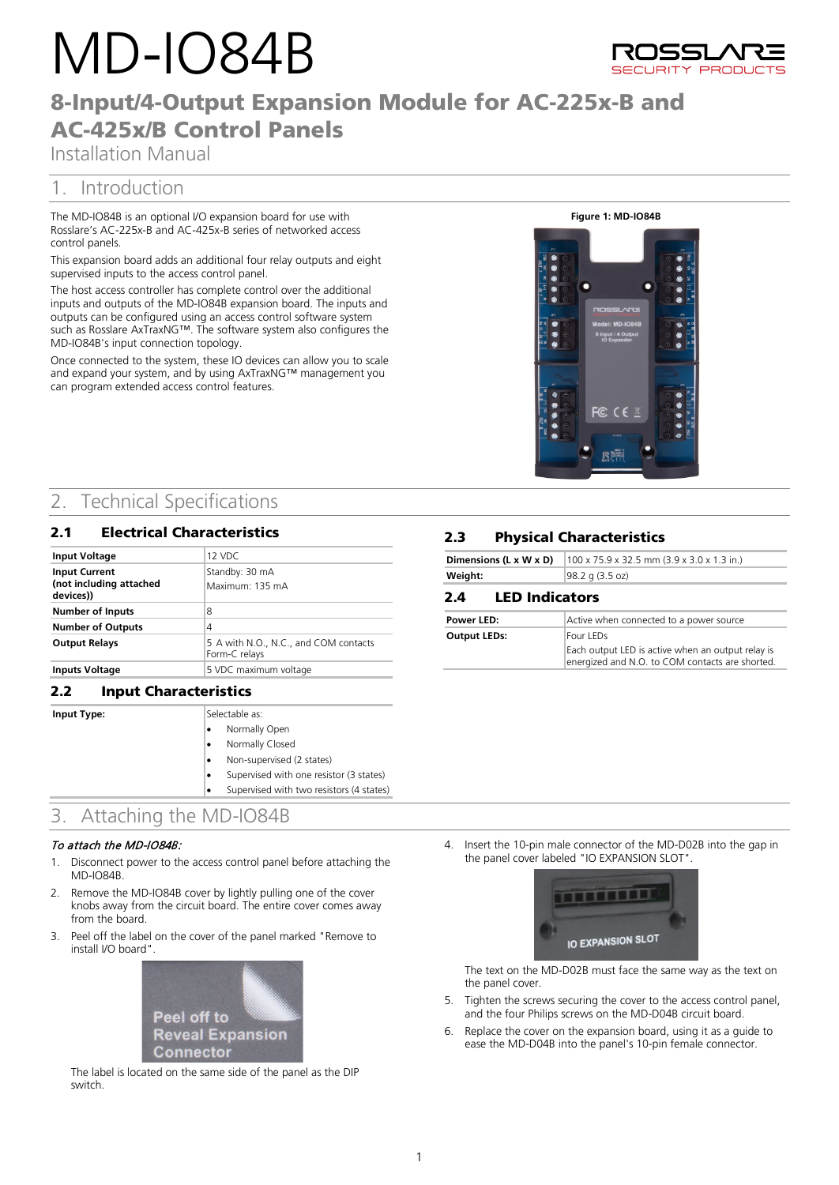# MD-IO84B

## 8-Input/4-Output Expansion Module for AC-225x-B and AC-425x/B Control Panels

Installation Manual

# 1. Introduction

The MD-IO84B is an optional I/O expansion board for use with Rosslare's AC-225x-B and AC-425x-B series of networked access control panels.

This expansion board adds an additional four relay outputs and eight supervised inputs to the access control panel.

The host access controller has complete control over the additional inputs and outputs of the MD-IO84B expansion board. The inputs and outputs can be configured using an access control software system such as Rosslare AxTraxNG™. The software system also configures the MD-IO84B's input connection topology.

Once connected to the system, these IO devices can allow you to scale and expand your system, and by using AxTraxNG™ management you can program extended access control features.

**Figure 1: MD-IO84B**

# 2. Technical Specifications

## 2.1 Electrical Characteristics

| | |
|---|---|
| **Input Voltage** | 12 VDC |
| **Input Current (not including attached devices))** | Standby: 30 mA<br>Maximum: 135 mA |
| **Number of Inputs** | 8 |
| **Number of Outputs** | 4 |
| **Output Relays** | 5 A with N.O., N.C., and COM contacts Form-C relays |
| **Inputs Voltage** | 5 VDC maximum voltage |

## 2.2 Input Characteristics

| | |
|---|---|
| **Input Type:** | Selectable as:<br>• Normally Open<br>• Normally Closed<br>• Non-supervised (2 states)<br>• Supervised with one resistor (3 states)<br>• Supervised with two resistors (4 states) |

## 2.3 Physical Characteristics

| | |
|---|---|
| **Dimensions (L x W x D)** | 100 x 75.9 x 32.5 mm (3.9 x 3.0 x 1.3 in.) |
| **Weight:** | 98.2 g (3.5 oz) |

## 2.4 LED Indicators

| | |
|---|---|
| **Power LED:** | Active when connected to a power source |
| **Output LEDs:** | Four LEDs<br>Each output LED is active when an output relay is energized and N.O. to COM contacts are shorted. |

# 3. Attaching the MD-IO84B

*To attach the MD-IO84B:*

1. Disconnect power to the access control panel before attaching the MD-IO84B.
2. Remove the MD-IO84B cover by lightly pulling one of the cover knobs away from the circuit board. The entire cover comes away from the board.
3. Peel off the label on the cover of the panel marked "Remove to install I/O board".

   The label is located on the same side of the panel as the DIP switch.
4. Insert the 10-pin male connector of the MD-D02B into the gap in the panel cover labeled "IO EXPANSION SLOT".

   The text on the MD-D02B must face the same way as the text on the panel cover.
5. Tighten the screws securing the cover to the access control panel, and the four Philips screws on the MD-D04B circuit board.
6. Replace the cover on the expansion board, using it as a guide to ease the MD-D04B into the panel's 10-pin female connector.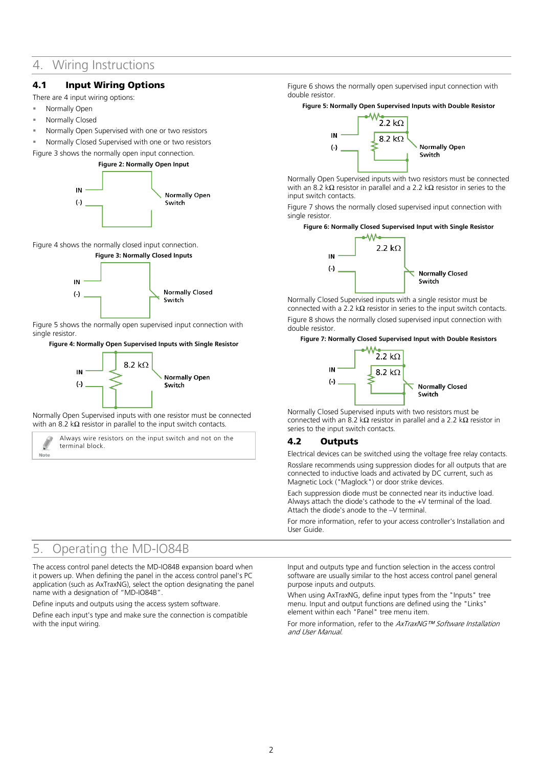# 4. Wiring Instructions

## 4.1 Input Wiring Options

There are 4 input wiring options:

- Normally Open
- Normally Closed
- Normally Open Supervised with one or two resistors
- Normally Closed Supervised with one or two resistors

Figure 3 shows the normally open input connection.

**Figure 2: Normally Open Input**

IN

(-)

Normally Open Switch

Figure 4 shows the normally closed input connection.

**Figure 3: Normally Closed Inputs**

IN

(-)

Normally Closed Switch

Figure 5 shows the normally open supervised input connection with single resistor.

**Figure 4: Normally Open Supervised Inputs with Single Resistor**

IN

(-)

8.2 kΩ

Normally Open Switch

Normally Open Supervised inputs with one resistor must be connected with an 8.2 kΩ resistor in parallel to the input switch contacts.

> **Note:** Always wire resistors on the input switch and not on the terminal block.

Figure 6 shows the normally open supervised input connection with double resistor.

**Figure 5: Normally Open Supervised Inputs with Double Resistor**

IN

(-)

2.2 kΩ

8.2 kΩ

Normally Open Switch

Normally Open Supervised inputs with two resistors must be connected with an 8.2 kΩ resistor in parallel and a 2.2 kΩ resistor in series to the input switch contacts.

Figure 7 shows the normally closed supervised input connection with single resistor.

**Figure 6: Normally Closed Supervised Input with Single Resistor**

IN

(-)

2.2 kΩ

Normally Closed Switch

Normally Closed Supervised inputs with a single resistor must be connected with a 2.2 kΩ resistor in series to the input switch contacts.

Figure 8 shows the normally closed supervised input connection with double resistor.

**Figure 7: Normally Closed Supervised Input with Double Resistors**

IN

(-)

2.2 kΩ

8.2 kΩ

Normally Closed Switch

Normally Closed Supervised inputs with two resistors must be connected with an 8.2 kΩ resistor in parallel and a 2.2 kΩ resistor in series to the input switch contacts.

## 4.2 Outputs

Electrical devices can be switched using the voltage free relay contacts.

Rosslare recommends using suppression diodes for all outputs that are connected to inductive loads and activated by DC current, such as Magnetic Lock ("Maglock") or door strike devices.

Each suppression diode must be connected near its inductive load. Always attach the diode's cathode to the +V terminal of the load. Attach the diode's anode to the –V terminal.

For more information, refer to your access controller's Installation and User Guide.

# 5. Operating the MD-IO84B

The access control panel detects the MD-IO84B expansion board when it powers up. When defining the panel in the access control panel's PC application (such as AxTraxNG), select the option designating the panel name with a designation of "MD-IO84B".

Define inputs and outputs using the access system software.

Define each input's type and make sure the connection is compatible with the input wiring.

Input and outputs type and function selection in the access control software are usually similar to the host access control panel general purpose inputs and outputs.

When using AxTraxNG, define input types from the "Inputs" tree menu. Input and output functions are defined using the "Links" element within each "Panel" tree menu item.

For more information, refer to the *AxTraxNG™ Software Installation and User Manual*.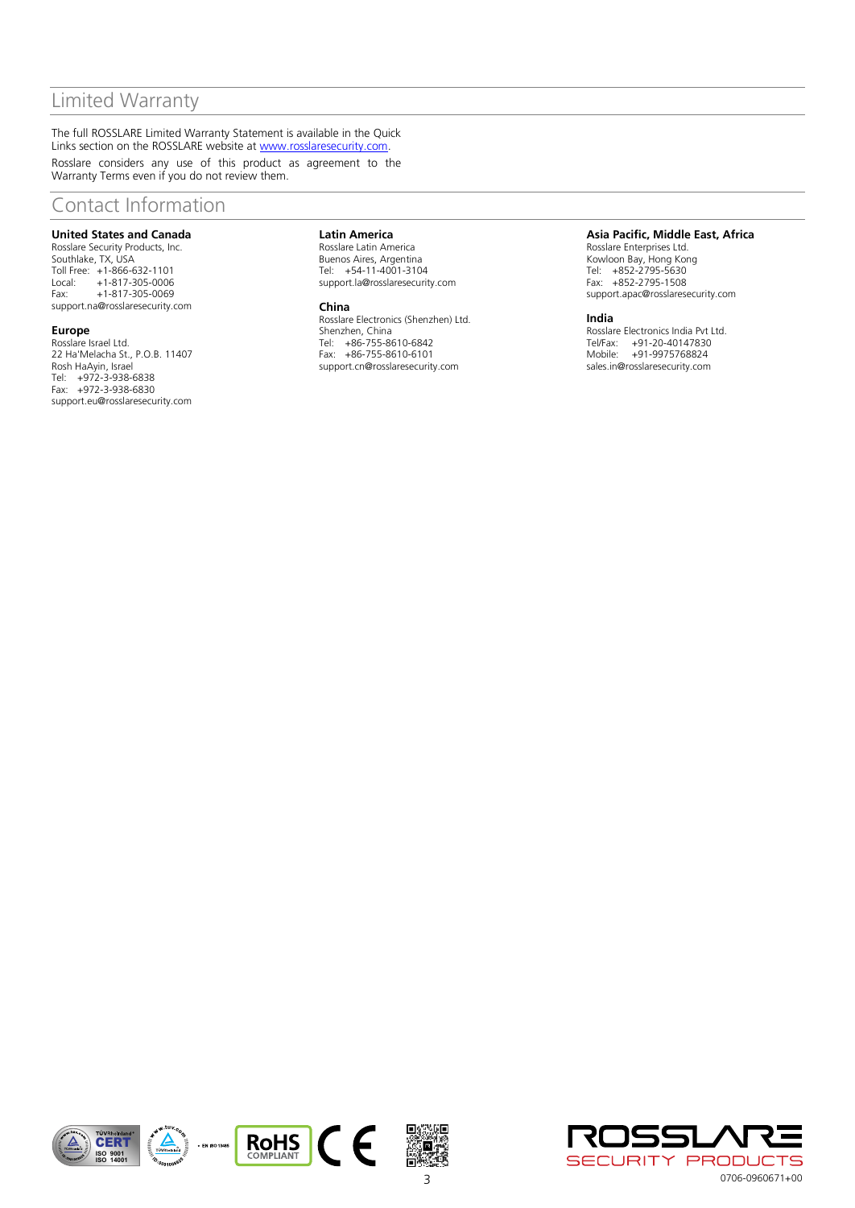## Limited Warranty

The full ROSSLARE Limited Warranty Statement is available in the Quick Links section on the ROSSLARE website at www.rosslaresecurity.com.

Rosslare considers any use of this product as agreement to the Warranty Terms even if you do not review them.

## Contact Information

**United States and Canada**
Rosslare Security Products, Inc.
Southlake, TX, USA
Toll Free: +1-866-632-1101
Local: +1-817-305-0006
Fax: +1-817-305-0069
support.na@rosslaresecurity.com

**Europe**
Rosslare Israel Ltd.
22 Ha'Melacha St., P.O.B. 11407
Rosh HaAyin, Israel
Tel: +972-3-938-6838
Fax: +972-3-938-6830
support.eu@rosslaresecurity.com

**Latin America**
Rosslare Latin America
Buenos Aires, Argentina
Tel: +54-11-4001-3104
support.la@rosslaresecurity.com

**China**
Rosslare Electronics (Shenzhen) Ltd.
Shenzhen, China
Tel: +86-755-8610-6842
Fax: +86-755-8610-6101
support.cn@rosslaresecurity.com

**Asia Pacific, Middle East, Africa**
Rosslare Enterprises Ltd.
Kowloon Bay, Hong Kong
Tel: +852-2795-5630
Fax: +852-2795-1508
support.apac@rosslaresecurity.com

**India**
Rosslare Electronics India Pvt Ltd.
Tel/Fax: +91-20-40147830
Mobile: +91-9975768824
sales.in@rosslaresecurity.com

0706-0960671+00